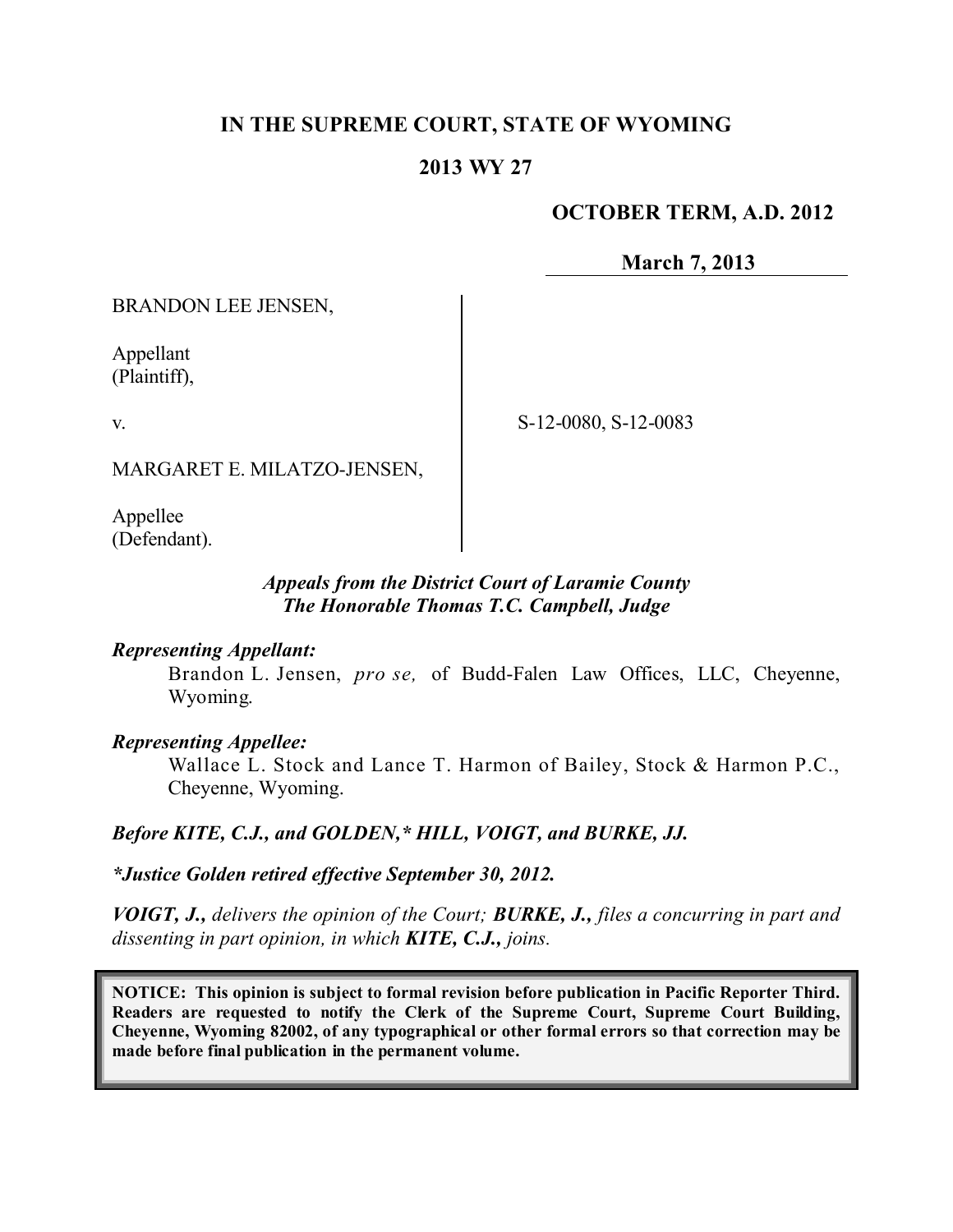# IN THE SUPREME COURT, STATE OF WYOMING

## 2013 WY 27

**OCTOBER TERM, A.D. 2012**

**March 7, 2013**

BRANDON LEE JENSEN,

Appellant
(Plaintiff),

v.

MARGARET E. MILATZO-JENSEN,

Appellee
(Defendant).

S-12-0080, S-12-0083

***Appeals from the District Court of Laramie County***
***The Honorable Thomas T.C. Campbell, Judge***

***Representing Appellant:***

Brandon L. Jensen, *pro se,* of Budd-Falen Law Offices, LLC, Cheyenne, Wyoming.

***Representing Appellee:***

Wallace L. Stock and Lance T. Harmon of Bailey, Stock & Harmon P.C., Cheyenne, Wyoming.

***Before KITE, C.J., and GOLDEN,\* HILL, VOIGT, and BURKE, JJ.***

***\*Justice Golden retired effective September 30, 2012.***

***VOIGT, J.,*** *delivers the opinion of the Court;* ***BURKE, J.,*** *files a concurring in part and dissenting in part opinion, in which* ***KITE, C.J.,*** *joins.*

**NOTICE: This opinion is subject to formal revision before publication in Pacific Reporter Third. Readers are requested to notify the Clerk of the Supreme Court, Supreme Court Building, Cheyenne, Wyoming 82002, of any typographical or other formal errors so that correction may be made before final publication in the permanent volume.**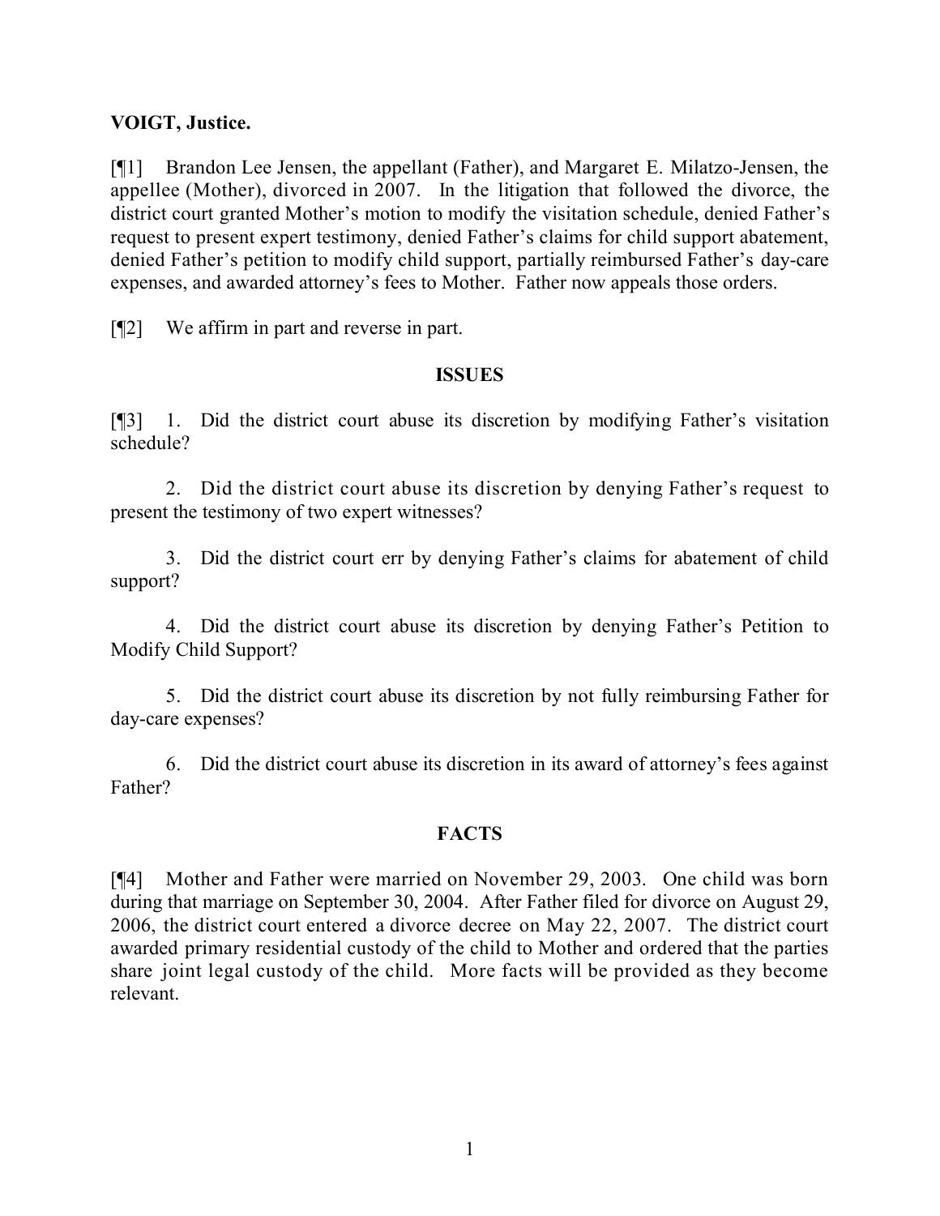**VOIGT, Justice.**

[¶1] Brandon Lee Jensen, the appellant (Father), and Margaret E. Milatzo-Jensen, the appellee (Mother), divorced in 2007. In the litigation that followed the divorce, the district court granted Mother's motion to modify the visitation schedule, denied Father's request to present expert testimony, denied Father's claims for child support abatement, denied Father's petition to modify child support, partially reimbursed Father's day-care expenses, and awarded attorney's fees to Mother. Father now appeals those orders.

[¶2] We affirm in part and reverse in part.

## ISSUES

[¶3] 1. Did the district court abuse its discretion by modifying Father's visitation schedule?

2. Did the district court abuse its discretion by denying Father's request to present the testimony of two expert witnesses?

3. Did the district court err by denying Father's claims for abatement of child support?

4. Did the district court abuse its discretion by denying Father's Petition to Modify Child Support?

5. Did the district court abuse its discretion by not fully reimbursing Father for day-care expenses?

6. Did the district court abuse its discretion in its award of attorney's fees against Father?

## FACTS

[¶4] Mother and Father were married on November 29, 2003. One child was born during that marriage on September 30, 2004. After Father filed for divorce on August 29, 2006, the district court entered a divorce decree on May 22, 2007. The district court awarded primary residential custody of the child to Mother and ordered that the parties share joint legal custody of the child. More facts will be provided as they become relevant.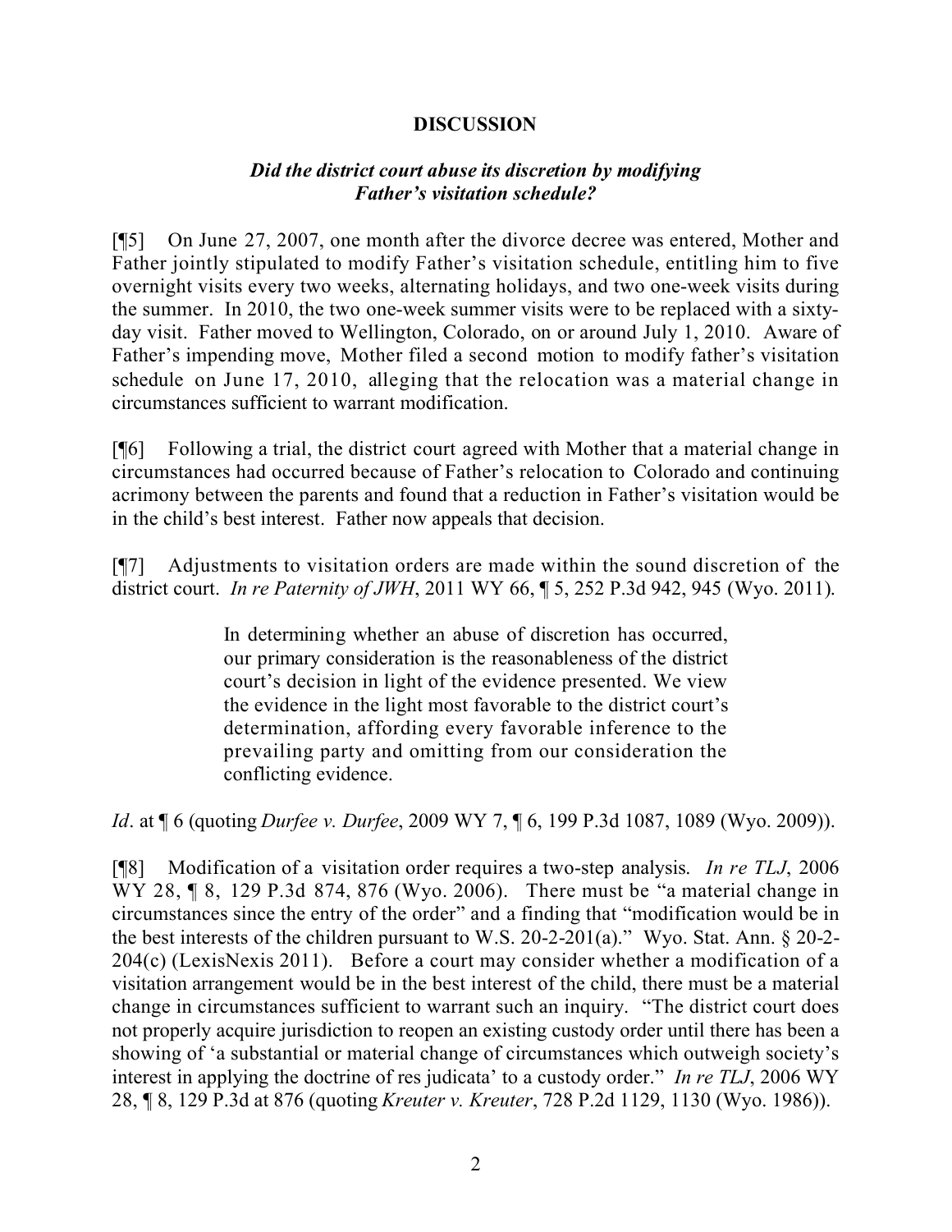## DISCUSSION

### *Did the district court abuse its discretion by modifying Father's visitation schedule?*

[¶5] On June 27, 2007, one month after the divorce decree was entered, Mother and Father jointly stipulated to modify Father's visitation schedule, entitling him to five overnight visits every two weeks, alternating holidays, and two one-week visits during the summer. In 2010, the two one-week summer visits were to be replaced with a sixty-day visit. Father moved to Wellington, Colorado, on or around July 1, 2010. Aware of Father's impending move, Mother filed a second motion to modify father's visitation schedule on June 17, 2010, alleging that the relocation was a material change in circumstances sufficient to warrant modification.

[¶6] Following a trial, the district court agreed with Mother that a material change in circumstances had occurred because of Father's relocation to Colorado and continuing acrimony between the parents and found that a reduction in Father's visitation would be in the child's best interest. Father now appeals that decision.

[¶7] Adjustments to visitation orders are made within the sound discretion of the district court. *In re Paternity of JWH*, 2011 WY 66, ¶ 5, 252 P.3d 942, 945 (Wyo. 2011).

> In determining whether an abuse of discretion has occurred, our primary consideration is the reasonableness of the district court's decision in light of the evidence presented. We view the evidence in the light most favorable to the district court's determination, affording every favorable inference to the prevailing party and omitting from our consideration the conflicting evidence.

*Id*. at ¶ 6 (quoting *Durfee v. Durfee*, 2009 WY 7, ¶ 6, 199 P.3d 1087, 1089 (Wyo. 2009)).

[¶8] Modification of a visitation order requires a two-step analysis. *In re TLJ*, 2006 WY 28, ¶ 8, 129 P.3d 874, 876 (Wyo. 2006). There must be "a material change in circumstances since the entry of the order" and a finding that "modification would be in the best interests of the children pursuant to W.S. 20-2-201(a)." Wyo. Stat. Ann. § 20-2-204(c) (LexisNexis 2011). Before a court may consider whether a modification of a visitation arrangement would be in the best interest of the child, there must be a material change in circumstances sufficient to warrant such an inquiry. "The district court does not properly acquire jurisdiction to reopen an existing custody order until there has been a showing of 'a substantial or material change of circumstances which outweigh society's interest in applying the doctrine of res judicata' to a custody order." *In re TLJ*, 2006 WY 28, ¶ 8, 129 P.3d at 876 (quoting *Kreuter v. Kreuter*, 728 P.2d 1129, 1130 (Wyo. 1986)).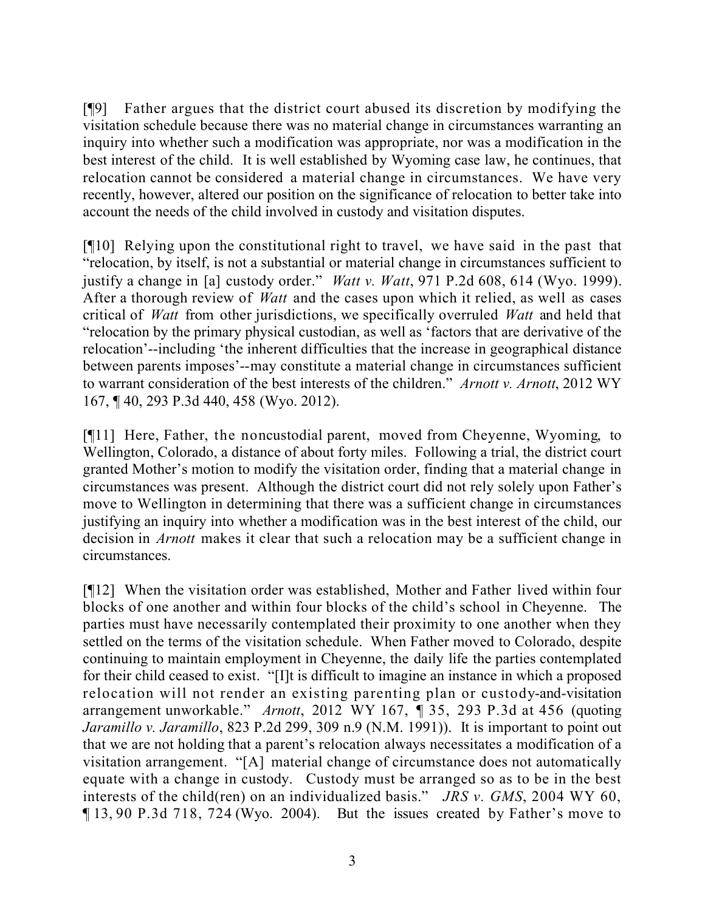[¶9] Father argues that the district court abused its discretion by modifying the visitation schedule because there was no material change in circumstances warranting an inquiry into whether such a modification was appropriate, nor was a modification in the best interest of the child. It is well established by Wyoming case law, he continues, that relocation cannot be considered a material change in circumstances. We have very recently, however, altered our position on the significance of relocation to better take into account the needs of the child involved in custody and visitation disputes.

[¶10] Relying upon the constitutional right to travel, we have said in the past that "relocation, by itself, is not a substantial or material change in circumstances sufficient to justify a change in [a] custody order." *Watt v. Watt*, 971 P.2d 608, 614 (Wyo. 1999). After a thorough review of *Watt* and the cases upon which it relied, as well as cases critical of *Watt* from other jurisdictions, we specifically overruled *Watt* and held that "relocation by the primary physical custodian, as well as 'factors that are derivative of the relocation'--including 'the inherent difficulties that the increase in geographical distance between parents imposes'--may constitute a material change in circumstances sufficient to warrant consideration of the best interests of the children." *Arnott v. Arnott*, 2012 WY 167, ¶ 40, 293 P.3d 440, 458 (Wyo. 2012).

[¶11] Here, Father, the noncustodial parent, moved from Cheyenne, Wyoming, to Wellington, Colorado, a distance of about forty miles. Following a trial, the district court granted Mother's motion to modify the visitation order, finding that a material change in circumstances was present. Although the district court did not rely solely upon Father's move to Wellington in determining that there was a sufficient change in circumstances justifying an inquiry into whether a modification was in the best interest of the child, our decision in *Arnott* makes it clear that such a relocation may be a sufficient change in circumstances.

[¶12] When the visitation order was established, Mother and Father lived within four blocks of one another and within four blocks of the child's school in Cheyenne. The parties must have necessarily contemplated their proximity to one another when they settled on the terms of the visitation schedule. When Father moved to Colorado, despite continuing to maintain employment in Cheyenne, the daily life the parties contemplated for their child ceased to exist. "[I]t is difficult to imagine an instance in which a proposed relocation will not render an existing parenting plan or custody-and-visitation arrangement unworkable." *Arnott*, 2012 WY 167, ¶ 35, 293 P.3d at 456 (quoting *Jaramillo v. Jaramillo*, 823 P.2d 299, 309 n.9 (N.M. 1991)). It is important to point out that we are not holding that a parent's relocation always necessitates a modification of a visitation arrangement. "[A] material change of circumstance does not automatically equate with a change in custody. Custody must be arranged so as to be in the best interests of the child(ren) on an individualized basis." *JRS v. GMS*, 2004 WY 60, ¶ 13, 90 P.3d 718, 724 (Wyo. 2004). But the issues created by Father's move to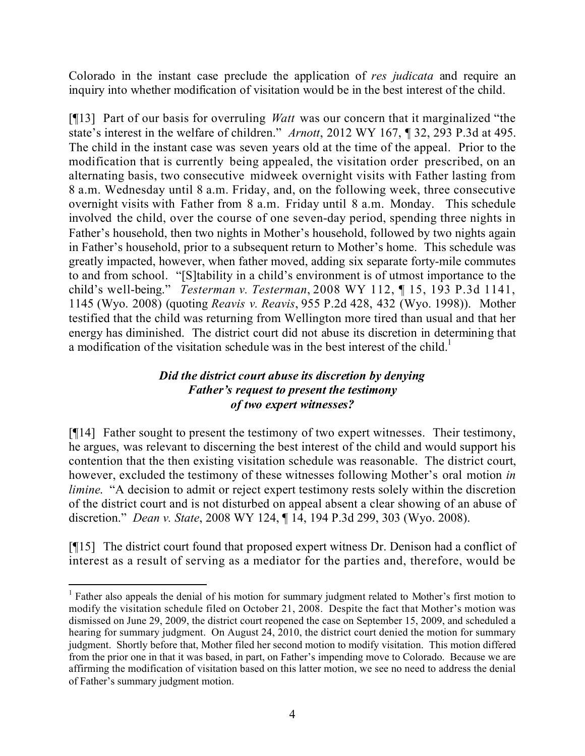Colorado in the instant case preclude the application of *res judicata* and require an inquiry into whether modification of visitation would be in the best interest of the child.

[¶13] Part of our basis for overruling *Watt* was our concern that it marginalized "the state's interest in the welfare of children." *Arnott*, 2012 WY 167, ¶ 32, 293 P.3d at 495. The child in the instant case was seven years old at the time of the appeal. Prior to the modification that is currently being appealed, the visitation order prescribed, on an alternating basis, two consecutive midweek overnight visits with Father lasting from 8 a.m. Wednesday until 8 a.m. Friday, and, on the following week, three consecutive overnight visits with Father from 8 a.m. Friday until 8 a.m. Monday. This schedule involved the child, over the course of one seven-day period, spending three nights in Father's household, then two nights in Mother's household, followed by two nights again in Father's household, prior to a subsequent return to Mother's home. This schedule was greatly impacted, however, when father moved, adding six separate forty-mile commutes to and from school. "[S]tability in a child's environment is of utmost importance to the child's well-being." *Testerman v. Testerman*, 2008 WY 112, ¶ 15, 193 P.3d 1141, 1145 (Wyo. 2008) (quoting *Reavis v. Reavis*, 955 P.2d 428, 432 (Wyo. 1998)). Mother testified that the child was returning from Wellington more tired than usual and that her energy has diminished. The district court did not abuse its discretion in determining that a modification of the visitation schedule was in the best interest of the child.[1]

### *Did the district court abuse its discretion by denying Father's request to present the testimony of two expert witnesses?*

[¶14] Father sought to present the testimony of two expert witnesses. Their testimony, he argues, was relevant to discerning the best interest of the child and would support his contention that the then existing visitation schedule was reasonable. The district court, however, excluded the testimony of these witnesses following Mother's oral motion *in limine*. "A decision to admit or reject expert testimony rests solely within the discretion of the district court and is not disturbed on appeal absent a clear showing of an abuse of discretion." *Dean v. State*, 2008 WY 124, ¶ 14, 194 P.3d 299, 303 (Wyo. 2008).

[¶15] The district court found that proposed expert witness Dr. Denison had a conflict of interest as a result of serving as a mediator for the parties and, therefore, would be

---

[1] Father also appeals the denial of his motion for summary judgment related to Mother's first motion to modify the visitation schedule filed on October 21, 2008. Despite the fact that Mother's motion was dismissed on June 29, 2009, the district court reopened the case on September 15, 2009, and scheduled a hearing for summary judgment. On August 24, 2010, the district court denied the motion for summary judgment. Shortly before that, Mother filed her second motion to modify visitation. This motion differed from the prior one in that it was based, in part, on Father's impending move to Colorado. Because we are affirming the modification of visitation based on this latter motion, we see no need to address the denial of Father's summary judgment motion.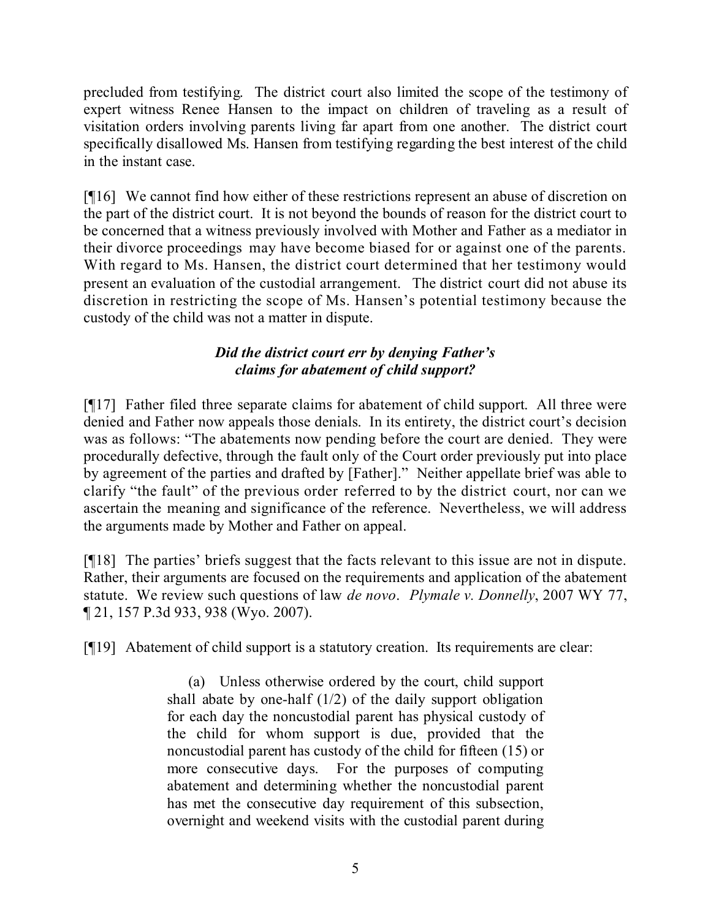precluded from testifying. The district court also limited the scope of the testimony of expert witness Renee Hansen to the impact on children of traveling as a result of visitation orders involving parents living far apart from one another. The district court specifically disallowed Ms. Hansen from testifying regarding the best interest of the child in the instant case.

[¶16] We cannot find how either of these restrictions represent an abuse of discretion on the part of the district court. It is not beyond the bounds of reason for the district court to be concerned that a witness previously involved with Mother and Father as a mediator in their divorce proceedings may have become biased for or against one of the parents. With regard to Ms. Hansen, the district court determined that her testimony would present an evaluation of the custodial arrangement. The district court did not abuse its discretion in restricting the scope of Ms. Hansen's potential testimony because the custody of the child was not a matter in dispute.

### *Did the district court err by denying Father's claims for abatement of child support?*

[¶17] Father filed three separate claims for abatement of child support. All three were denied and Father now appeals those denials. In its entirety, the district court's decision was as follows: "The abatements now pending before the court are denied. They were procedurally defective, through the fault only of the Court order previously put into place by agreement of the parties and drafted by [Father]." Neither appellate brief was able to clarify "the fault" of the previous order referred to by the district court, nor can we ascertain the meaning and significance of the reference. Nevertheless, we will address the arguments made by Mother and Father on appeal.

[¶18] The parties' briefs suggest that the facts relevant to this issue are not in dispute. Rather, their arguments are focused on the requirements and application of the abatement statute. We review such questions of law *de novo*. *Plymale v. Donnelly*, 2007 WY 77, ¶ 21, 157 P.3d 933, 938 (Wyo. 2007).

[¶19] Abatement of child support is a statutory creation. Its requirements are clear:

> (a) Unless otherwise ordered by the court, child support shall abate by one-half (1/2) of the daily support obligation for each day the noncustodial parent has physical custody of the child for whom support is due, provided that the noncustodial parent has custody of the child for fifteen (15) or more consecutive days. For the purposes of computing abatement and determining whether the noncustodial parent has met the consecutive day requirement of this subsection, overnight and weekend visits with the custodial parent during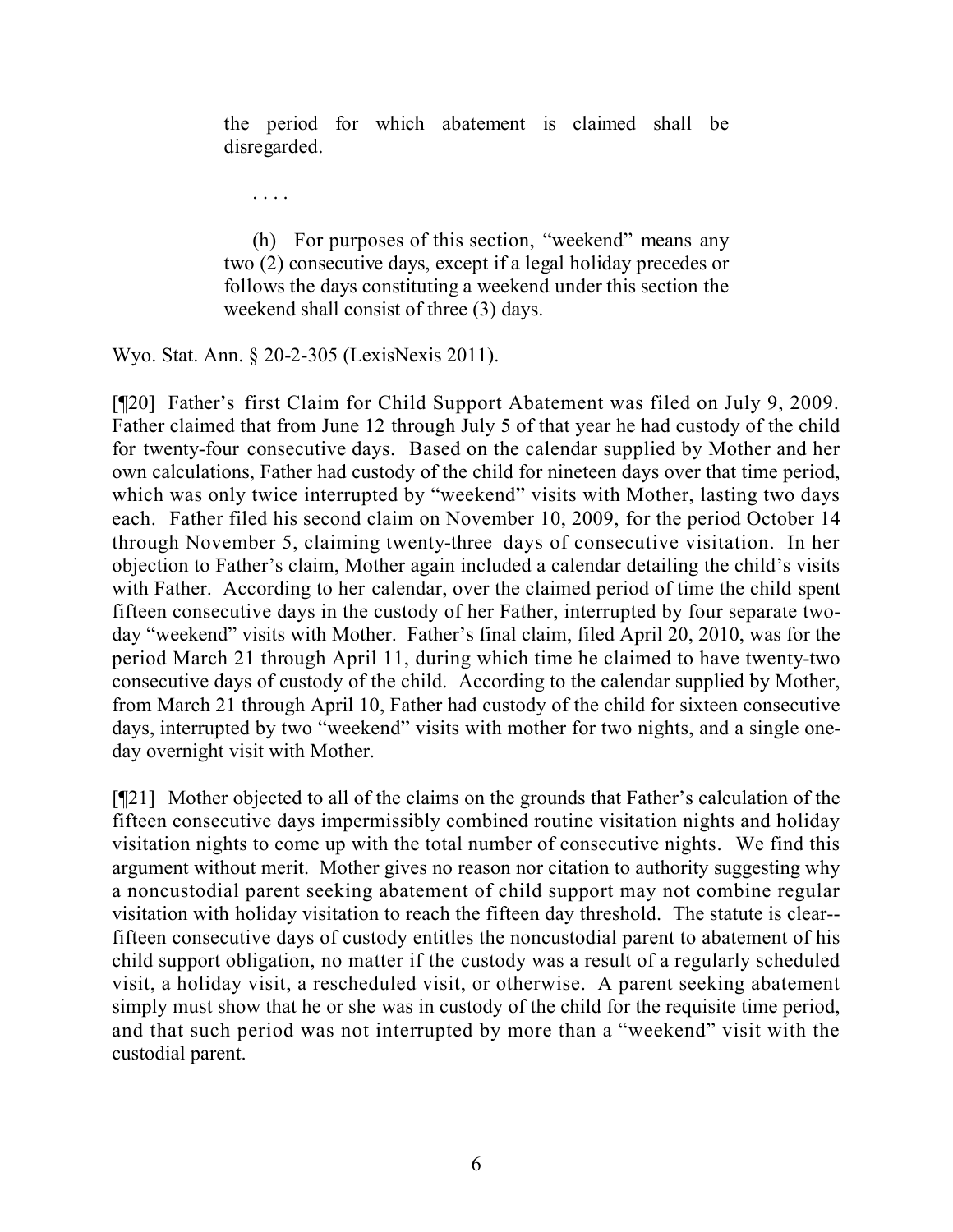> the period for which abatement is claimed shall be disregarded.
>
> . . . .
>
> (h) For purposes of this section, "weekend" means any two (2) consecutive days, except if a legal holiday precedes or follows the days constituting a weekend under this section the weekend shall consist of three (3) days.

Wyo. Stat. Ann. § 20-2-305 (LexisNexis 2011).

[¶20] Father's first Claim for Child Support Abatement was filed on July 9, 2009. Father claimed that from June 12 through July 5 of that year he had custody of the child for twenty-four consecutive days. Based on the calendar supplied by Mother and her own calculations, Father had custody of the child for nineteen days over that time period, which was only twice interrupted by "weekend" visits with Mother, lasting two days each. Father filed his second claim on November 10, 2009, for the period October 14 through November 5, claiming twenty-three days of consecutive visitation. In her objection to Father's claim, Mother again included a calendar detailing the child's visits with Father. According to her calendar, over the claimed period of time the child spent fifteen consecutive days in the custody of her Father, interrupted by four separate two-day "weekend" visits with Mother. Father's final claim, filed April 20, 2010, was for the period March 21 through April 11, during which time he claimed to have twenty-two consecutive days of custody of the child. According to the calendar supplied by Mother, from March 21 through April 10, Father had custody of the child for sixteen consecutive days, interrupted by two "weekend" visits with mother for two nights, and a single one-day overnight visit with Mother.

[¶21] Mother objected to all of the claims on the grounds that Father's calculation of the fifteen consecutive days impermissibly combined routine visitation nights and holiday visitation nights to come up with the total number of consecutive nights. We find this argument without merit. Mother gives no reason nor citation to authority suggesting why a noncustodial parent seeking abatement of child support may not combine regular visitation with holiday visitation to reach the fifteen day threshold. The statute is clear--fifteen consecutive days of custody entitles the noncustodial parent to abatement of his child support obligation, no matter if the custody was a result of a regularly scheduled visit, a holiday visit, a rescheduled visit, or otherwise. A parent seeking abatement simply must show that he or she was in custody of the child for the requisite time period, and that such period was not interrupted by more than a "weekend" visit with the custodial parent.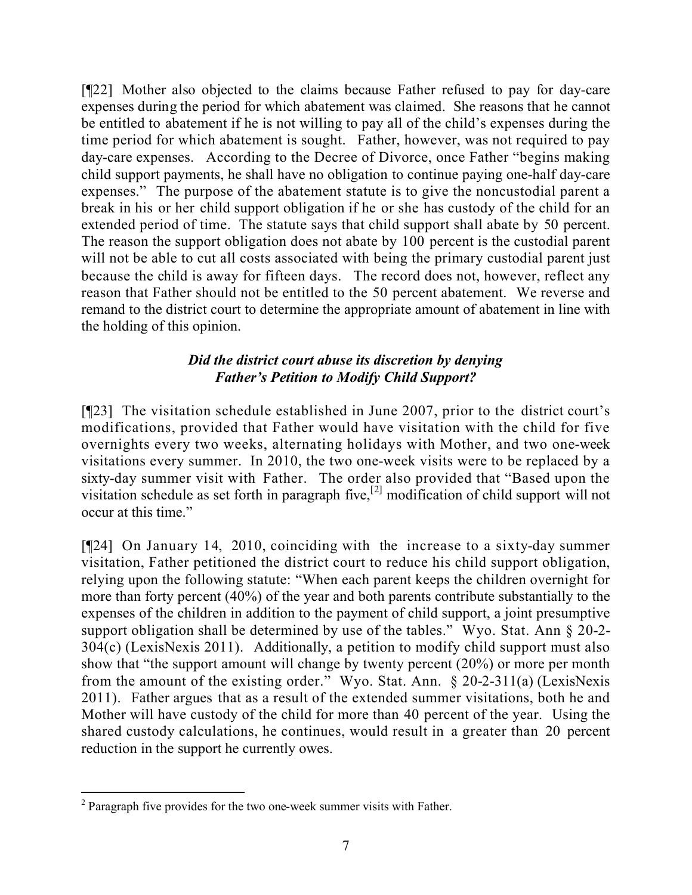[¶22] Mother also objected to the claims because Father refused to pay for day-care expenses during the period for which abatement was claimed. She reasons that he cannot be entitled to abatement if he is not willing to pay all of the child's expenses during the time period for which abatement is sought. Father, however, was not required to pay day-care expenses. According to the Decree of Divorce, once Father "begins making child support payments, he shall have no obligation to continue paying one-half day-care expenses." The purpose of the abatement statute is to give the noncustodial parent a break in his or her child support obligation if he or she has custody of the child for an extended period of time. The statute says that child support shall abate by 50 percent. The reason the support obligation does not abate by 100 percent is the custodial parent will not be able to cut all costs associated with being the primary custodial parent just because the child is away for fifteen days. The record does not, however, reflect any reason that Father should not be entitled to the 50 percent abatement. We reverse and remand to the district court to determine the appropriate amount of abatement in line with the holding of this opinion.

### *Did the district court abuse its discretion by denying Father's Petition to Modify Child Support?*

[¶23] The visitation schedule established in June 2007, prior to the district court's modifications, provided that Father would have visitation with the child for five overnights every two weeks, alternating holidays with Mother, and two one-week visitations every summer. In 2010, the two one-week visits were to be replaced by a sixty-day summer visit with Father. The order also provided that "Based upon the visitation schedule as set forth in paragraph five,[2] modification of child support will not occur at this time."

[¶24] On January 14, 2010, coinciding with the increase to a sixty-day summer visitation, Father petitioned the district court to reduce his child support obligation, relying upon the following statute: "When each parent keeps the children overnight for more than forty percent (40%) of the year and both parents contribute substantially to the expenses of the children in addition to the payment of child support, a joint presumptive support obligation shall be determined by use of the tables." Wyo. Stat. Ann § 20-2-304(c) (LexisNexis 2011). Additionally, a petition to modify child support must also show that "the support amount will change by twenty percent (20%) or more per month from the amount of the existing order." Wyo. Stat. Ann. § 20-2-311(a) (LexisNexis 2011). Father argues that as a result of the extended summer visitations, both he and Mother will have custody of the child for more than 40 percent of the year. Using the shared custody calculations, he continues, would result in a greater than 20 percent reduction in the support he currently owes.

---

[2] Paragraph five provides for the two one-week summer visits with Father.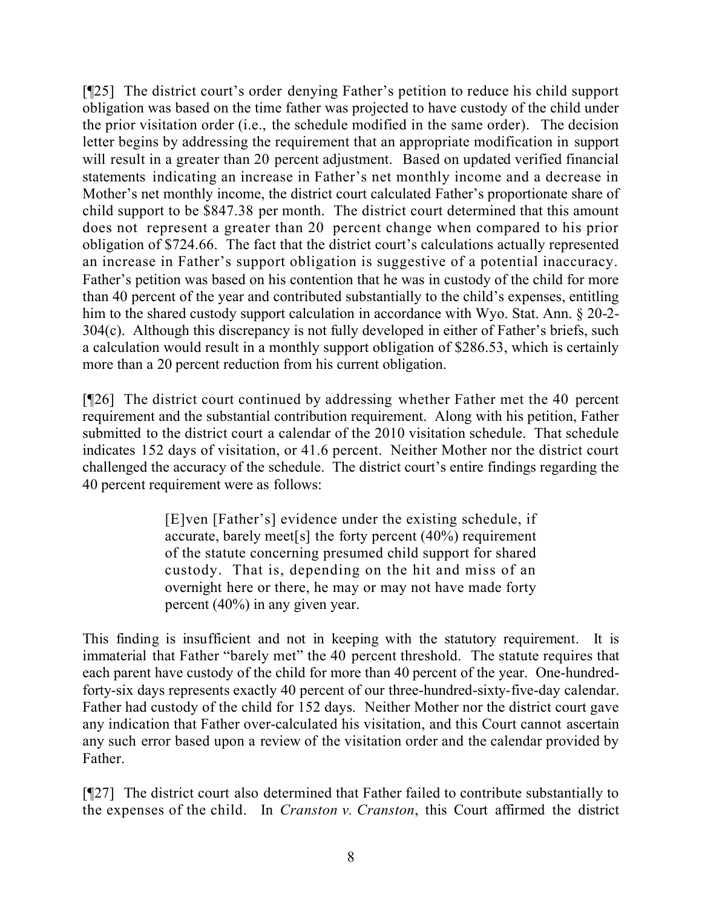[¶25] The district court's order denying Father's petition to reduce his child support obligation was based on the time father was projected to have custody of the child under the prior visitation order (i.e., the schedule modified in the same order). The decision letter begins by addressing the requirement that an appropriate modification in support will result in a greater than 20 percent adjustment. Based on updated verified financial statements indicating an increase in Father's net monthly income and a decrease in Mother's net monthly income, the district court calculated Father's proportionate share of child support to be $847.38 per month. The district court determined that this amount does not represent a greater than 20 percent change when compared to his prior obligation of $724.66. The fact that the district court's calculations actually represented an increase in Father's support obligation is suggestive of a potential inaccuracy. Father's petition was based on his contention that he was in custody of the child for more than 40 percent of the year and contributed substantially to the child's expenses, entitling him to the shared custody support calculation in accordance with Wyo. Stat. Ann. § 20-2-304(c). Although this discrepancy is not fully developed in either of Father's briefs, such a calculation would result in a monthly support obligation of $286.53, which is certainly more than a 20 percent reduction from his current obligation.

[¶26] The district court continued by addressing whether Father met the 40 percent requirement and the substantial contribution requirement. Along with his petition, Father submitted to the district court a calendar of the 2010 visitation schedule. That schedule indicates 152 days of visitation, or 41.6 percent. Neither Mother nor the district court challenged the accuracy of the schedule. The district court's entire findings regarding the 40 percent requirement were as follows:

> [E]ven [Father's] evidence under the existing schedule, if accurate, barely meet[s] the forty percent (40%) requirement of the statute concerning presumed child support for shared custody. That is, depending on the hit and miss of an overnight here or there, he may or may not have made forty percent (40%) in any given year.

This finding is insufficient and not in keeping with the statutory requirement. It is immaterial that Father "barely met" the 40 percent threshold. The statute requires that each parent have custody of the child for more than 40 percent of the year. One-hundred-forty-six days represents exactly 40 percent of our three-hundred-sixty-five-day calendar. Father had custody of the child for 152 days. Neither Mother nor the district court gave any indication that Father over-calculated his visitation, and this Court cannot ascertain any such error based upon a review of the visitation order and the calendar provided by Father.

[¶27] The district court also determined that Father failed to contribute substantially to the expenses of the child. In *Cranston v. Cranston*, this Court affirmed the district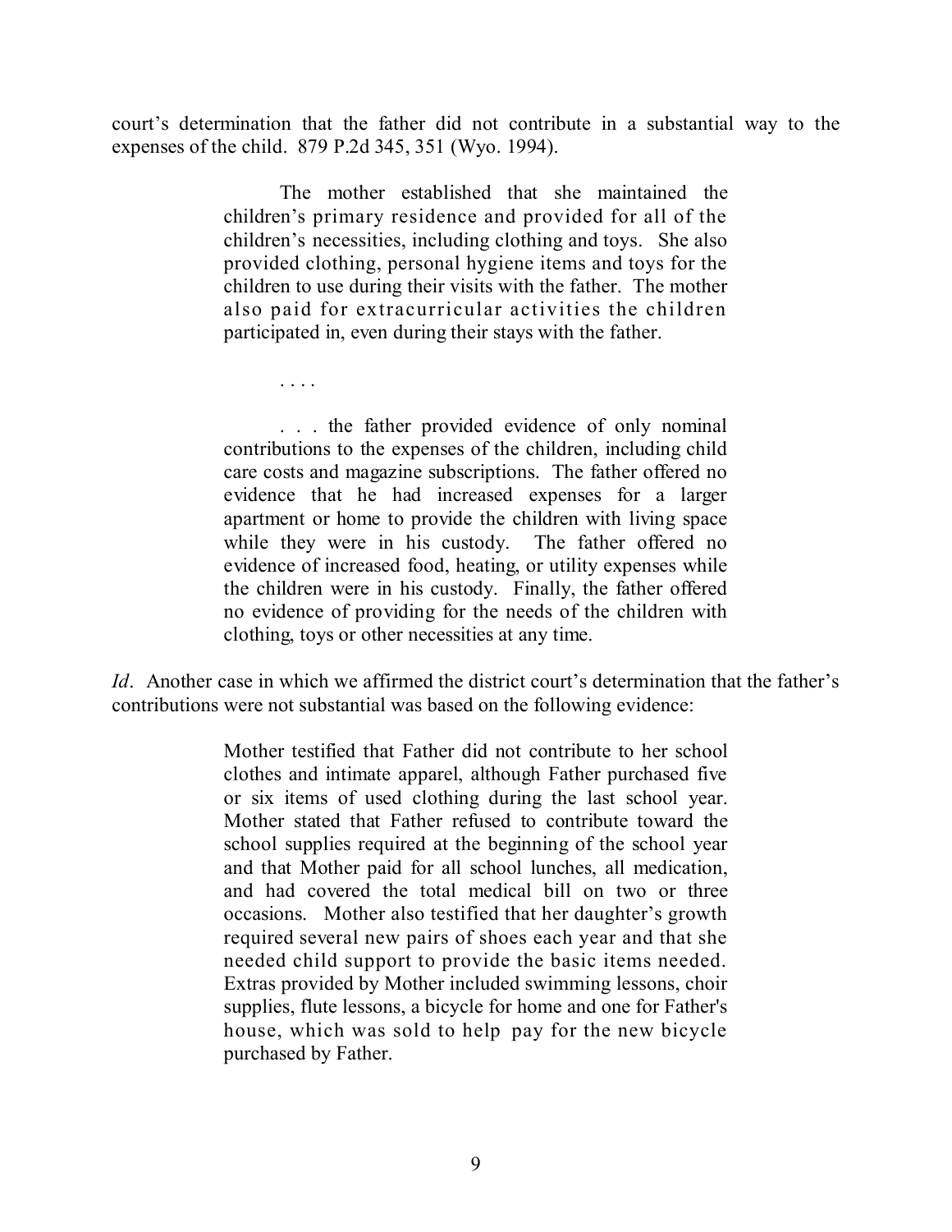court's determination that the father did not contribute in a substantial way to the expenses of the child. 879 P.2d 345, 351 (Wyo. 1994).

> The mother established that she maintained the children's primary residence and provided for all of the children's necessities, including clothing and toys. She also provided clothing, personal hygiene items and toys for the children to use during their visits with the father. The mother also paid for extracurricular activities the children participated in, even during their stays with the father.
>
> . . . .
>
> . . . the father provided evidence of only nominal contributions to the expenses of the children, including child care costs and magazine subscriptions. The father offered no evidence that he had increased expenses for a larger apartment or home to provide the children with living space while they were in his custody. The father offered no evidence of increased food, heating, or utility expenses while the children were in his custody. Finally, the father offered no evidence of providing for the needs of the children with clothing, toys or other necessities at any time.

*Id*. Another case in which we affirmed the district court's determination that the father's contributions were not substantial was based on the following evidence:

> Mother testified that Father did not contribute to her school clothes and intimate apparel, although Father purchased five or six items of used clothing during the last school year. Mother stated that Father refused to contribute toward the school supplies required at the beginning of the school year and that Mother paid for all school lunches, all medication, and had covered the total medical bill on two or three occasions. Mother also testified that her daughter's growth required several new pairs of shoes each year and that she needed child support to provide the basic items needed. Extras provided by Mother included swimming lessons, choir supplies, flute lessons, a bicycle for home and one for Father's house, which was sold to help pay for the new bicycle purchased by Father.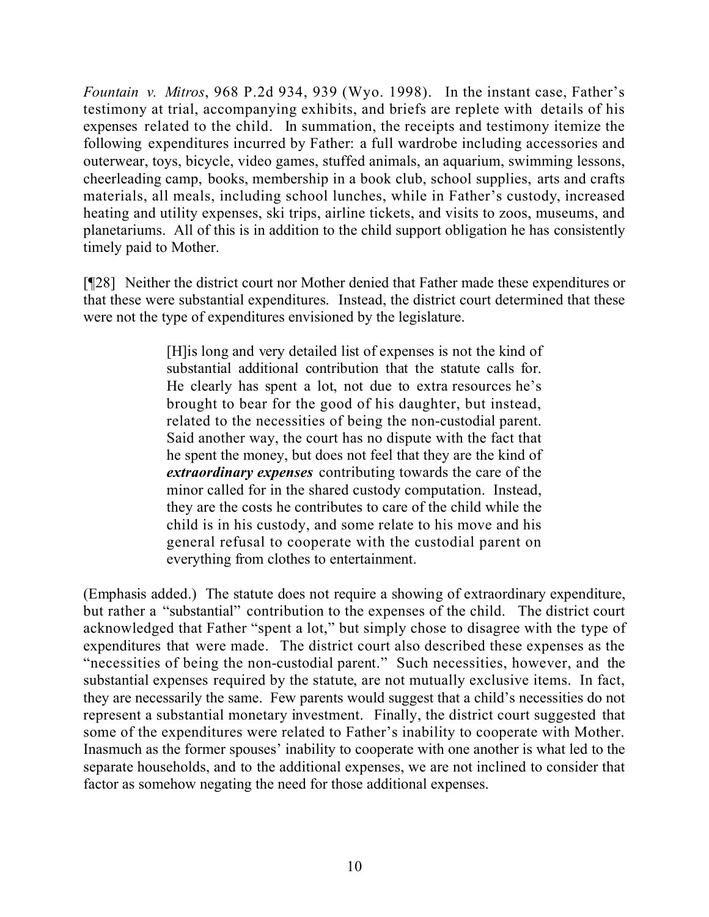*Fountain v. Mitros*, 968 P.2d 934, 939 (Wyo. 1998). In the instant case, Father's testimony at trial, accompanying exhibits, and briefs are replete with details of his expenses related to the child. In summation, the receipts and testimony itemize the following expenditures incurred by Father: a full wardrobe including accessories and outerwear, toys, bicycle, video games, stuffed animals, an aquarium, swimming lessons, cheerleading camp, books, membership in a book club, school supplies, arts and crafts materials, all meals, including school lunches, while in Father's custody, increased heating and utility expenses, ski trips, airline tickets, and visits to zoos, museums, and planetariums. All of this is in addition to the child support obligation he has consistently timely paid to Mother.

[¶28] Neither the district court nor Mother denied that Father made these expenditures or that these were substantial expenditures. Instead, the district court determined that these were not the type of expenditures envisioned by the legislature.

> [H]is long and very detailed list of expenses is not the kind of substantial additional contribution that the statute calls for. He clearly has spent a lot, not due to extra resources he's brought to bear for the good of his daughter, but instead, related to the necessities of being the non-custodial parent. Said another way, the court has no dispute with the fact that he spent the money, but does not feel that they are the kind of ***extraordinary expenses*** contributing towards the care of the minor called for in the shared custody computation. Instead, they are the costs he contributes to care of the child while the child is in his custody, and some relate to his move and his general refusal to cooperate with the custodial parent on everything from clothes to entertainment.

(Emphasis added.) The statute does not require a showing of extraordinary expenditure, but rather a "substantial" contribution to the expenses of the child. The district court acknowledged that Father "spent a lot," but simply chose to disagree with the type of expenditures that were made. The district court also described these expenses as the "necessities of being the non-custodial parent." Such necessities, however, and the substantial expenses required by the statute, are not mutually exclusive items. In fact, they are necessarily the same. Few parents would suggest that a child's necessities do not represent a substantial monetary investment. Finally, the district court suggested that some of the expenditures were related to Father's inability to cooperate with Mother. Inasmuch as the former spouses' inability to cooperate with one another is what led to the separate households, and to the additional expenses, we are not inclined to consider that factor as somehow negating the need for those additional expenses.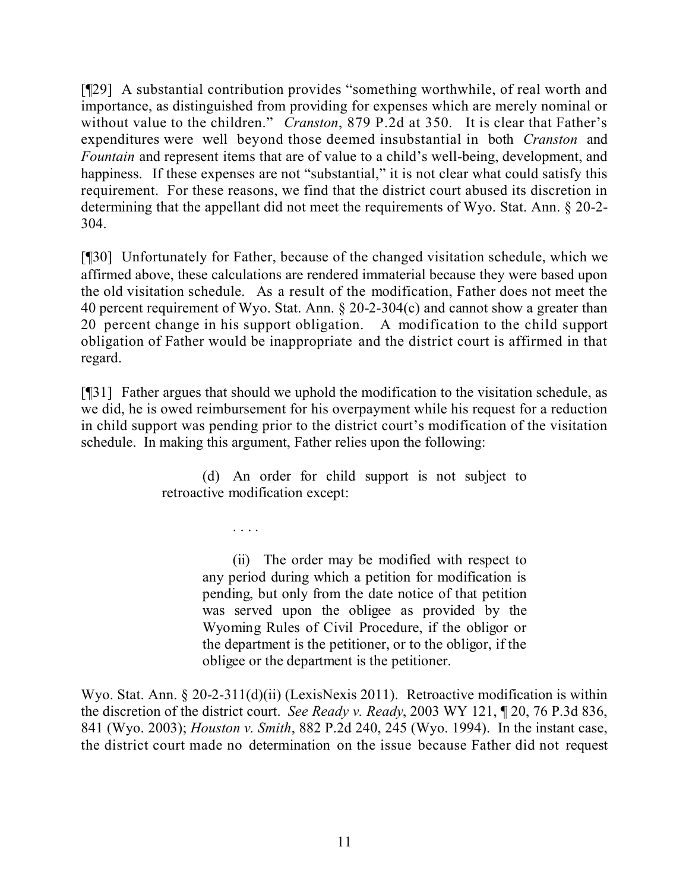[¶29] A substantial contribution provides "something worthwhile, of real worth and importance, as distinguished from providing for expenses which are merely nominal or without value to the children." *Cranston*, 879 P.2d at 350. It is clear that Father's expenditures were well beyond those deemed insubstantial in both *Cranston* and *Fountain* and represent items that are of value to a child's well-being, development, and happiness. If these expenses are not "substantial," it is not clear what could satisfy this requirement. For these reasons, we find that the district court abused its discretion in determining that the appellant did not meet the requirements of Wyo. Stat. Ann. § 20-2-304.

[¶30] Unfortunately for Father, because of the changed visitation schedule, which we affirmed above, these calculations are rendered immaterial because they were based upon the old visitation schedule. As a result of the modification, Father does not meet the 40 percent requirement of Wyo. Stat. Ann. § 20-2-304(c) and cannot show a greater than 20 percent change in his support obligation. A modification to the child support obligation of Father would be inappropriate and the district court is affirmed in that regard.

[¶31] Father argues that should we uphold the modification to the visitation schedule, as we did, he is owed reimbursement for his overpayment while his request for a reduction in child support was pending prior to the district court's modification of the visitation schedule. In making this argument, Father relies upon the following:

> (d) An order for child support is not subject to retroactive modification except:
>
> . . . .
>
> (ii) The order may be modified with respect to any period during which a petition for modification is pending, but only from the date notice of that petition was served upon the obligee as provided by the Wyoming Rules of Civil Procedure, if the obligor or the department is the petitioner, or to the obligor, if the obligee or the department is the petitioner.

Wyo. Stat. Ann. § 20-2-311(d)(ii) (LexisNexis 2011). Retroactive modification is within the discretion of the district court. *See Ready v. Ready*, 2003 WY 121, ¶ 20, 76 P.3d 836, 841 (Wyo. 2003); *Houston v. Smith*, 882 P.2d 240, 245 (Wyo. 1994). In the instant case, the district court made no determination on the issue because Father did not request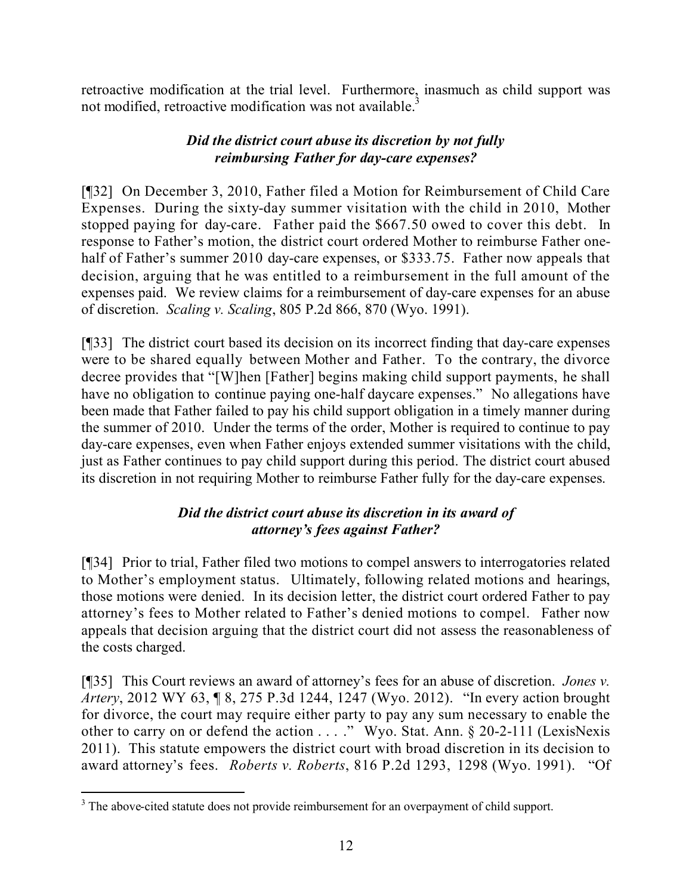retroactive modification at the trial level. Furthermore, inasmuch as child support was not modified, retroactive modification was not available.[3]

### *Did the district court abuse its discretion by not fully reimbursing Father for day-care expenses?*

[¶32] On December 3, 2010, Father filed a Motion for Reimbursement of Child Care Expenses. During the sixty-day summer visitation with the child in 2010, Mother stopped paying for day-care. Father paid the $667.50 owed to cover this debt. In response to Father's motion, the district court ordered Mother to reimburse Father one-half of Father's summer 2010 day-care expenses, or $333.75. Father now appeals that decision, arguing that he was entitled to a reimbursement in the full amount of the expenses paid. We review claims for a reimbursement of day-care expenses for an abuse of discretion. *Scaling v. Scaling*, 805 P.2d 866, 870 (Wyo. 1991).

[¶33] The district court based its decision on its incorrect finding that day-care expenses were to be shared equally between Mother and Father. To the contrary, the divorce decree provides that "[W]hen [Father] begins making child support payments, he shall have no obligation to continue paying one-half daycare expenses." No allegations have been made that Father failed to pay his child support obligation in a timely manner during the summer of 2010. Under the terms of the order, Mother is required to continue to pay day-care expenses, even when Father enjoys extended summer visitations with the child, just as Father continues to pay child support during this period. The district court abused its discretion in not requiring Mother to reimburse Father fully for the day-care expenses.

### *Did the district court abuse its discretion in its award of attorney's fees against Father?*

[¶34] Prior to trial, Father filed two motions to compel answers to interrogatories related to Mother's employment status. Ultimately, following related motions and hearings, those motions were denied. In its decision letter, the district court ordered Father to pay attorney's fees to Mother related to Father's denied motions to compel. Father now appeals that decision arguing that the district court did not assess the reasonableness of the costs charged.

[¶35] This Court reviews an award of attorney's fees for an abuse of discretion. *Jones v. Artery*, 2012 WY 63, ¶ 8, 275 P.3d 1244, 1247 (Wyo. 2012). "In every action brought for divorce, the court may require either party to pay any sum necessary to enable the other to carry on or defend the action . . . ." Wyo. Stat. Ann. § 20-2-111 (LexisNexis 2011). This statute empowers the district court with broad discretion in its decision to award attorney's fees. *Roberts v. Roberts*, 816 P.2d 1293, 1298 (Wyo. 1991). "Of

---

[3] The above-cited statute does not provide reimbursement for an overpayment of child support.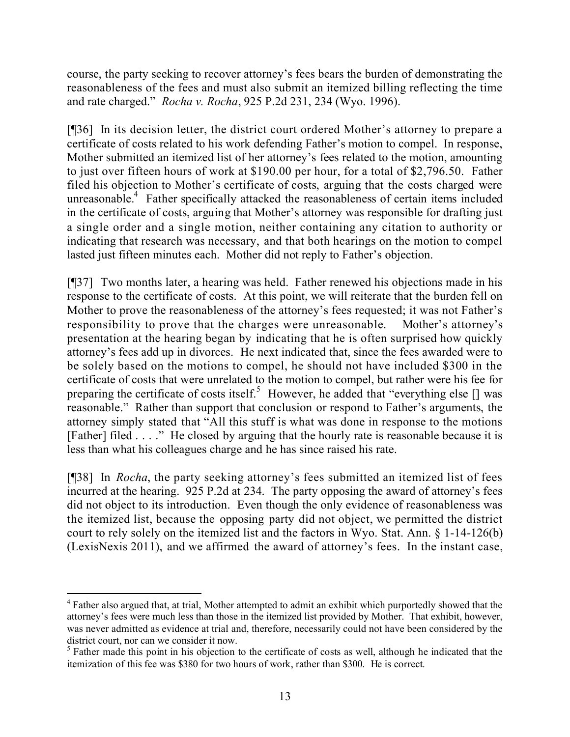course, the party seeking to recover attorney's fees bears the burden of demonstrating the reasonableness of the fees and must also submit an itemized billing reflecting the time and rate charged." *Rocha v. Rocha*, 925 P.2d 231, 234 (Wyo. 1996).

[¶36] In its decision letter, the district court ordered Mother's attorney to prepare a certificate of costs related to his work defending Father's motion to compel. In response, Mother submitted an itemized list of her attorney's fees related to the motion, amounting to just over fifteen hours of work at $190.00 per hour, for a total of $2,796.50. Father filed his objection to Mother's certificate of costs, arguing that the costs charged were unreasonable.[4] Father specifically attacked the reasonableness of certain items included in the certificate of costs, arguing that Mother's attorney was responsible for drafting just a single order and a single motion, neither containing any citation to authority or indicating that research was necessary, and that both hearings on the motion to compel lasted just fifteen minutes each. Mother did not reply to Father's objection.

[¶37] Two months later, a hearing was held. Father renewed his objections made in his response to the certificate of costs. At this point, we will reiterate that the burden fell on Mother to prove the reasonableness of the attorney's fees requested; it was not Father's responsibility to prove that the charges were unreasonable. Mother's attorney's presentation at the hearing began by indicating that he is often surprised how quickly attorney's fees add up in divorces. He next indicated that, since the fees awarded were to be solely based on the motions to compel, he should not have included $300 in the certificate of costs that were unrelated to the motion to compel, but rather were his fee for preparing the certificate of costs itself.[5] However, he added that "everything else [] was reasonable." Rather than support that conclusion or respond to Father's arguments, the attorney simply stated that "All this stuff is what was done in response to the motions [Father] filed . . . ." He closed by arguing that the hourly rate is reasonable because it is less than what his colleagues charge and he has since raised his rate.

[¶38] In *Rocha*, the party seeking attorney's fees submitted an itemized list of fees incurred at the hearing. 925 P.2d at 234. The party opposing the award of attorney's fees did not object to its introduction. Even though the only evidence of reasonableness was the itemized list, because the opposing party did not object, we permitted the district court to rely solely on the itemized list and the factors in Wyo. Stat. Ann. § 1-14-126(b) (LexisNexis 2011), and we affirmed the award of attorney's fees. In the instant case,

---

[4] Father also argued that, at trial, Mother attempted to admit an exhibit which purportedly showed that the attorney's fees were much less than those in the itemized list provided by Mother. That exhibit, however, was never admitted as evidence at trial and, therefore, necessarily could not have been considered by the district court, nor can we consider it now.

[5] Father made this point in his objection to the certificate of costs as well, although he indicated that the itemization of this fee was $380 for two hours of work, rather than $300. He is correct.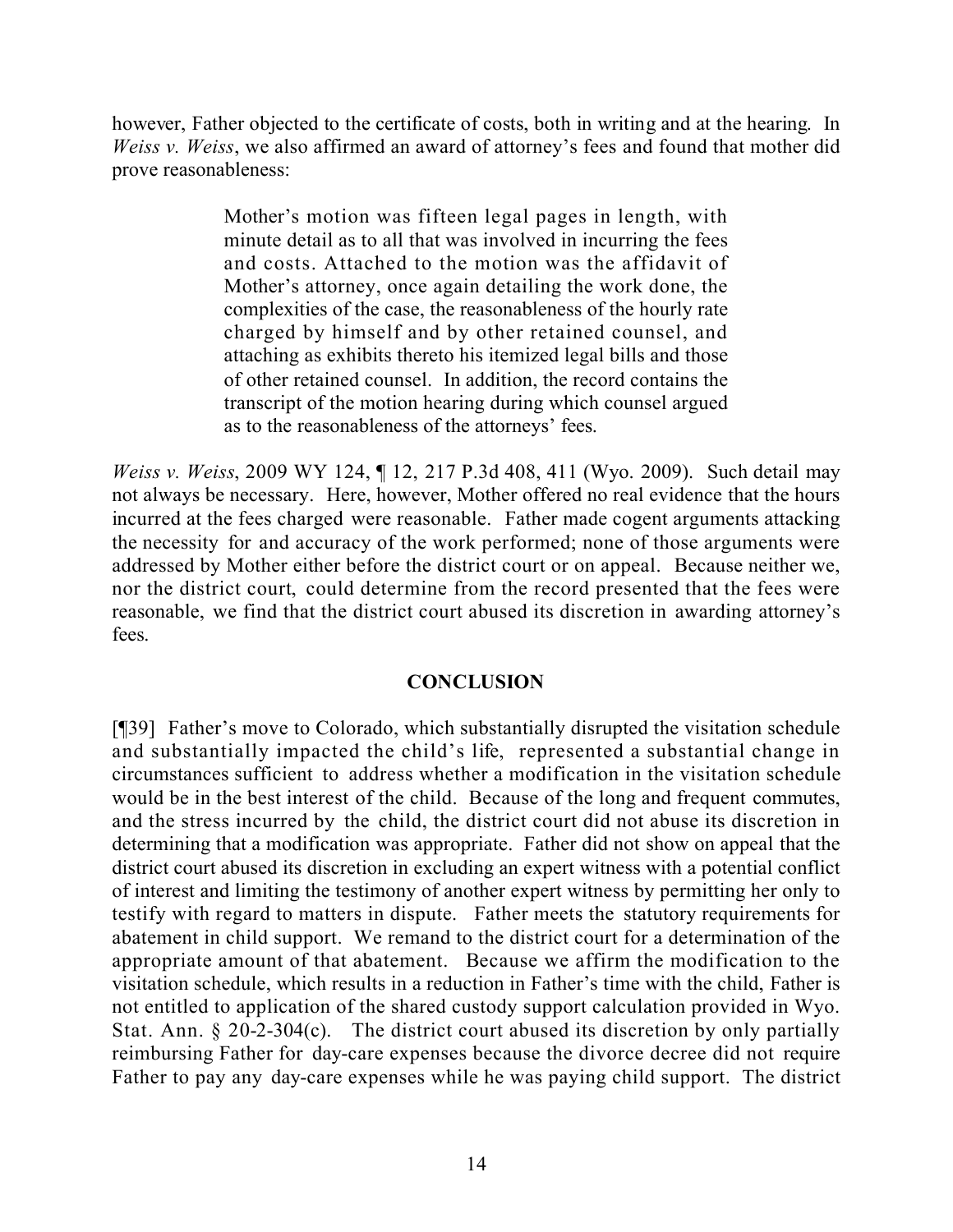however, Father objected to the certificate of costs, both in writing and at the hearing. In *Weiss v. Weiss*, we also affirmed an award of attorney's fees and found that mother did prove reasonableness:

> Mother's motion was fifteen legal pages in length, with minute detail as to all that was involved in incurring the fees and costs. Attached to the motion was the affidavit of Mother's attorney, once again detailing the work done, the complexities of the case, the reasonableness of the hourly rate charged by himself and by other retained counsel, and attaching as exhibits thereto his itemized legal bills and those of other retained counsel. In addition, the record contains the transcript of the motion hearing during which counsel argued as to the reasonableness of the attorneys' fees.

*Weiss v. Weiss*, 2009 WY 124, ¶ 12, 217 P.3d 408, 411 (Wyo. 2009). Such detail may not always be necessary. Here, however, Mother offered no real evidence that the hours incurred at the fees charged were reasonable. Father made cogent arguments attacking the necessity for and accuracy of the work performed; none of those arguments were addressed by Mother either before the district court or on appeal. Because neither we, nor the district court, could determine from the record presented that the fees were reasonable, we find that the district court abused its discretion in awarding attorney's fees.

## CONCLUSION

[¶39] Father's move to Colorado, which substantially disrupted the visitation schedule and substantially impacted the child's life, represented a substantial change in circumstances sufficient to address whether a modification in the visitation schedule would be in the best interest of the child. Because of the long and frequent commutes, and the stress incurred by the child, the district court did not abuse its discretion in determining that a modification was appropriate. Father did not show on appeal that the district court abused its discretion in excluding an expert witness with a potential conflict of interest and limiting the testimony of another expert witness by permitting her only to testify with regard to matters in dispute. Father meets the statutory requirements for abatement in child support. We remand to the district court for a determination of the appropriate amount of that abatement. Because we affirm the modification to the visitation schedule, which results in a reduction in Father's time with the child, Father is not entitled to application of the shared custody support calculation provided in Wyo. Stat. Ann. § 20-2-304(c). The district court abused its discretion by only partially reimbursing Father for day-care expenses because the divorce decree did not require Father to pay any day-care expenses while he was paying child support. The district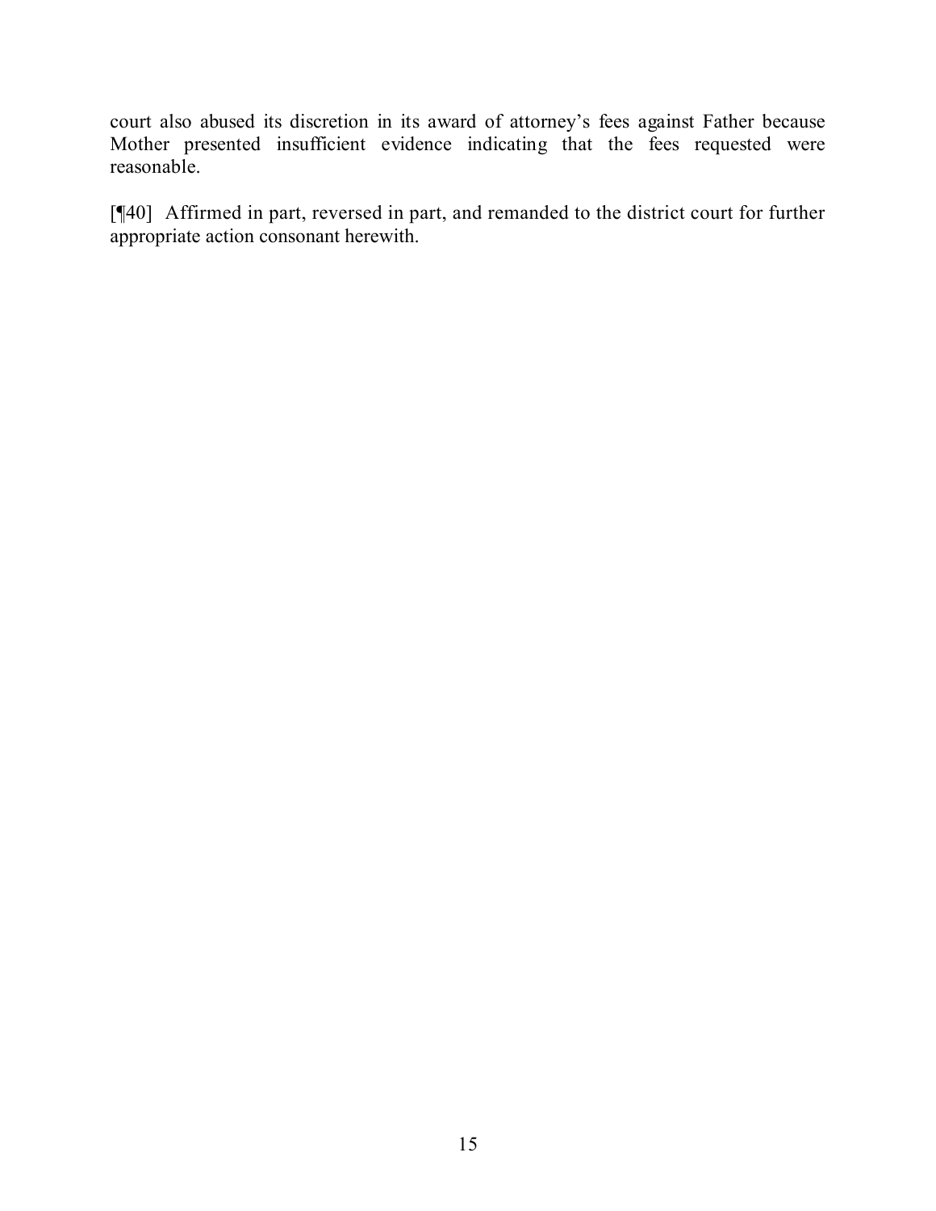court also abused its discretion in its award of attorney's fees against Father because Mother presented insufficient evidence indicating that the fees requested were reasonable.

[¶40] Affirmed in part, reversed in part, and remanded to the district court for further appropriate action consonant herewith.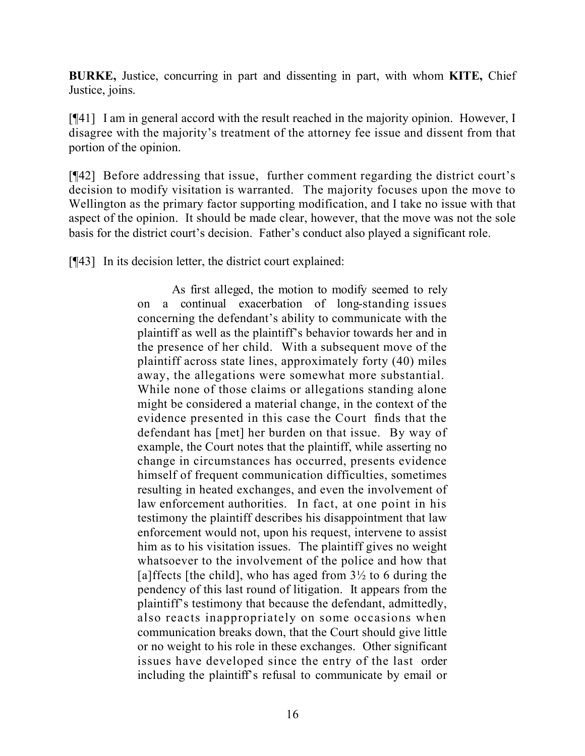**BURKE,** Justice, concurring in part and dissenting in part, with whom **KITE,** Chief Justice, joins.

[¶41] I am in general accord with the result reached in the majority opinion. However, I disagree with the majority's treatment of the attorney fee issue and dissent from that portion of the opinion.

[¶42] Before addressing that issue, further comment regarding the district court's decision to modify visitation is warranted. The majority focuses upon the move to Wellington as the primary factor supporting modification, and I take no issue with that aspect of the opinion. It should be made clear, however, that the move was not the sole basis for the district court's decision. Father's conduct also played a significant role.

[¶43] In its decision letter, the district court explained:

> As first alleged, the motion to modify seemed to rely on a continual exacerbation of long-standing issues concerning the defendant's ability to communicate with the plaintiff as well as the plaintiff's behavior towards her and in the presence of her child. With a subsequent move of the plaintiff across state lines, approximately forty (40) miles away, the allegations were somewhat more substantial. While none of those claims or allegations standing alone might be considered a material change, in the context of the evidence presented in this case the Court finds that the defendant has [met] her burden on that issue. By way of example, the Court notes that the plaintiff, while asserting no change in circumstances has occurred, presents evidence himself of frequent communication difficulties, sometimes resulting in heated exchanges, and even the involvement of law enforcement authorities. In fact, at one point in his testimony the plaintiff describes his disappointment that law enforcement would not, upon his request, intervene to assist him as to his visitation issues. The plaintiff gives no weight whatsoever to the involvement of the police and how that [a]ffects [the child], who has aged from 3½ to 6 during the pendency of this last round of litigation. It appears from the plaintiff's testimony that because the defendant, admittedly, also reacts inappropriately on some occasions when communication breaks down, that the Court should give little or no weight to his role in these exchanges. Other significant issues have developed since the entry of the last order including the plaintiff's refusal to communicate by email or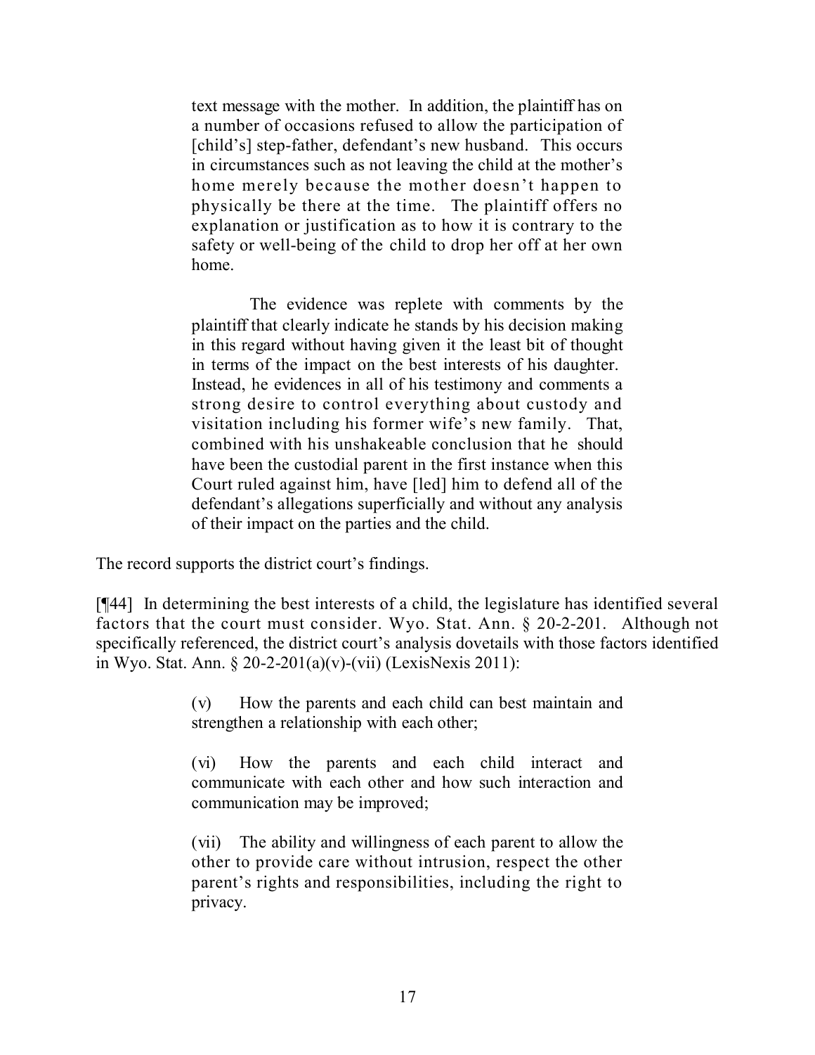> text message with the mother. In addition, the plaintiff has on a number of occasions refused to allow the participation of [child's] step-father, defendant's new husband. This occurs in circumstances such as not leaving the child at the mother's home merely because the mother doesn't happen to physically be there at the time. The plaintiff offers no explanation or justification as to how it is contrary to the safety or well-being of the child to drop her off at her own home.
>
> The evidence was replete with comments by the plaintiff that clearly indicate he stands by his decision making in this regard without having given it the least bit of thought in terms of the impact on the best interests of his daughter. Instead, he evidences in all of his testimony and comments a strong desire to control everything about custody and visitation including his former wife's new family. That, combined with his unshakeable conclusion that he should have been the custodial parent in the first instance when this Court ruled against him, have [led] him to defend all of the defendant's allegations superficially and without any analysis of their impact on the parties and the child.

The record supports the district court's findings.

[¶44] In determining the best interests of a child, the legislature has identified several factors that the court must consider. Wyo. Stat. Ann. § 20-2-201. Although not specifically referenced, the district court's analysis dovetails with those factors identified in Wyo. Stat. Ann. § 20-2-201(a)(v)-(vii) (LexisNexis 2011):

> (v) How the parents and each child can best maintain and strengthen a relationship with each other;
>
> (vi) How the parents and each child interact and communicate with each other and how such interaction and communication may be improved;
>
> (vii) The ability and willingness of each parent to allow the other to provide care without intrusion, respect the other parent's rights and responsibilities, including the right to privacy.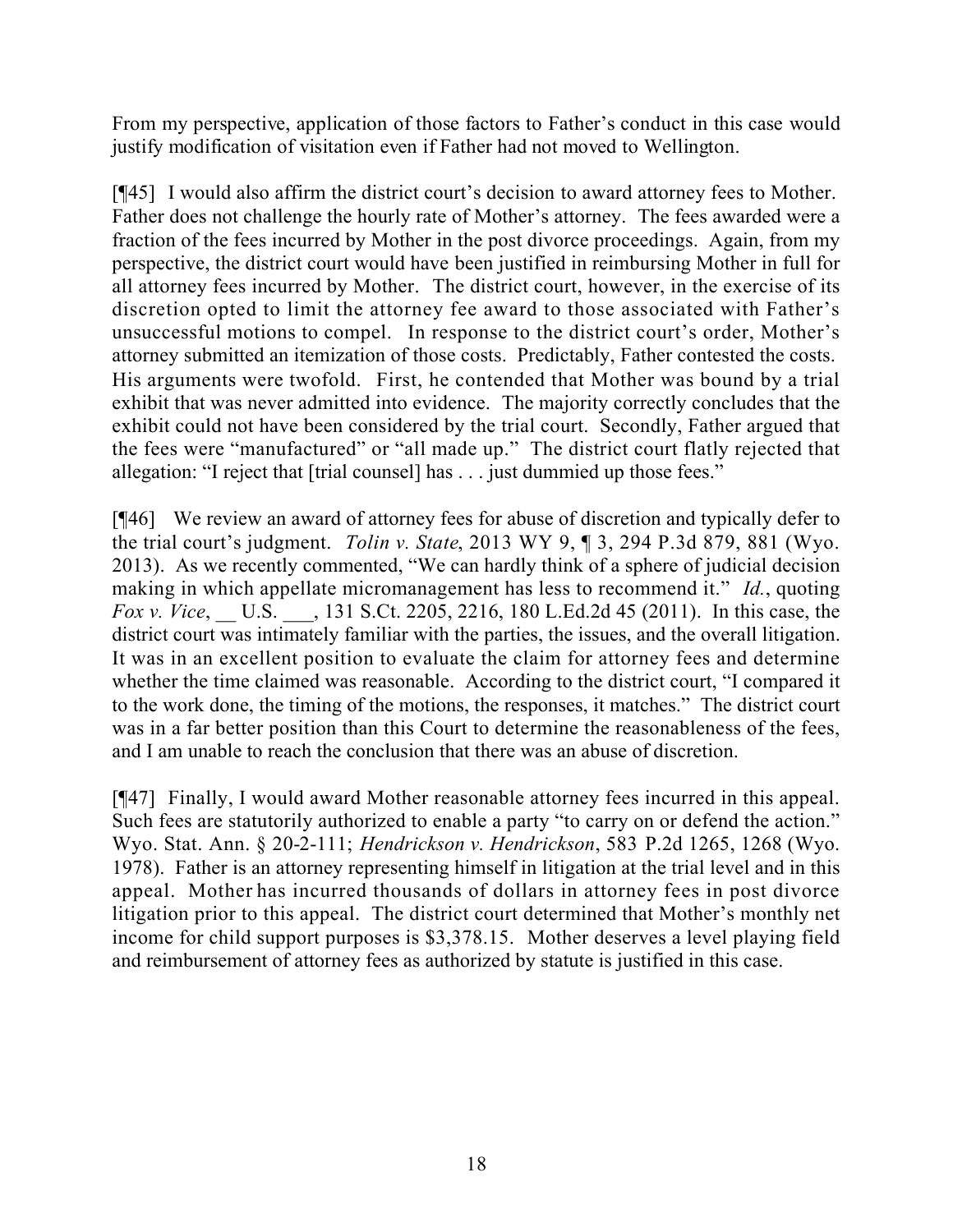From my perspective, application of those factors to Father's conduct in this case would justify modification of visitation even if Father had not moved to Wellington.

[¶45] I would also affirm the district court's decision to award attorney fees to Mother. Father does not challenge the hourly rate of Mother's attorney. The fees awarded were a fraction of the fees incurred by Mother in the post divorce proceedings. Again, from my perspective, the district court would have been justified in reimbursing Mother in full for all attorney fees incurred by Mother. The district court, however, in the exercise of its discretion opted to limit the attorney fee award to those associated with Father's unsuccessful motions to compel. In response to the district court's order, Mother's attorney submitted an itemization of those costs. Predictably, Father contested the costs. His arguments were twofold. First, he contended that Mother was bound by a trial exhibit that was never admitted into evidence. The majority correctly concludes that the exhibit could not have been considered by the trial court. Secondly, Father argued that the fees were "manufactured" or "all made up." The district court flatly rejected that allegation: "I reject that [trial counsel] has . . . just dummied up those fees."

[¶46] We review an award of attorney fees for abuse of discretion and typically defer to the trial court's judgment. *Tolin v. State*, 2013 WY 9, ¶ 3, 294 P.3d 879, 881 (Wyo. 2013). As we recently commented, "We can hardly think of a sphere of judicial decision making in which appellate micromanagement has less to recommend it." *Id.*, quoting *Fox v. Vice*, __ U.S. ___, 131 S.Ct. 2205, 2216, 180 L.Ed.2d 45 (2011). In this case, the district court was intimately familiar with the parties, the issues, and the overall litigation. It was in an excellent position to evaluate the claim for attorney fees and determine whether the time claimed was reasonable. According to the district court, "I compared it to the work done, the timing of the motions, the responses, it matches." The district court was in a far better position than this Court to determine the reasonableness of the fees, and I am unable to reach the conclusion that there was an abuse of discretion.

[¶47] Finally, I would award Mother reasonable attorney fees incurred in this appeal. Such fees are statutorily authorized to enable a party "to carry on or defend the action." Wyo. Stat. Ann. § 20-2-111; *Hendrickson v. Hendrickson*, 583 P.2d 1265, 1268 (Wyo. 1978). Father is an attorney representing himself in litigation at the trial level and in this appeal. Mother has incurred thousands of dollars in attorney fees in post divorce litigation prior to this appeal. The district court determined that Mother's monthly net income for child support purposes is $3,378.15. Mother deserves a level playing field and reimbursement of attorney fees as authorized by statute is justified in this case.